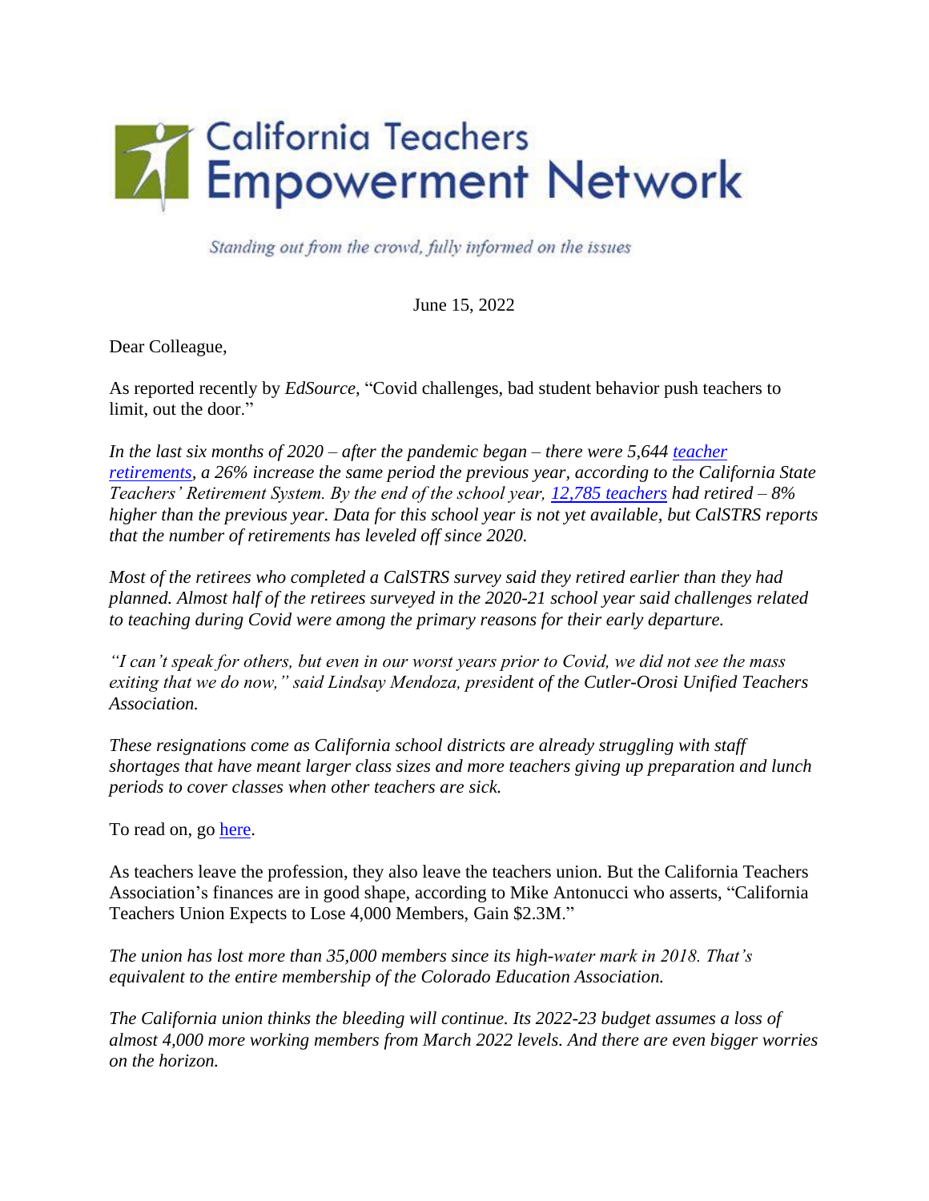# California Teachers Empowerment Network

*Standing out from the crowd, fully informed on the issues*

June 15, 2022

Dear Colleague,

As reported recently by *EdSource*, "Covid challenges, bad student behavior push teachers to limit, out the door."

*In the last six months of 2020 – after the pandemic began – there were 5,644 teacher retirements, a 26% increase the same period the previous year, according to the California State Teachers' Retirement System. By the end of the school year, 12,785 teachers had retired – 8% higher than the previous year. Data for this school year is not yet available, but CalSTRS reports that the number of retirements has leveled off since 2020.*

*Most of the retirees who completed a CalSTRS survey said they retired earlier than they had planned. Almost half of the retirees surveyed in the 2020-21 school year said challenges related to teaching during Covid were among the primary reasons for their early departure.*

*"I can't speak for others, but even in our worst years prior to Covid, we did not see the mass exiting that we do now," said Lindsay Mendoza, president of the Cutler-Orosi Unified Teachers Association.*

*These resignations come as California school districts are already struggling with staff shortages that have meant larger class sizes and more teachers giving up preparation and lunch periods to cover classes when other teachers are sick.*

To read on, go here.

As teachers leave the profession, they also leave the teachers union. But the California Teachers Association's finances are in good shape, according to Mike Antonucci who asserts, "California Teachers Union Expects to Lose 4,000 Members, Gain $2.3M."

*The union has lost more than 35,000 members since its high-water mark in 2018. That's equivalent to the entire membership of the Colorado Education Association.*

*The California union thinks the bleeding will continue. Its 2022-23 budget assumes a loss of almost 4,000 more working members from March 2022 levels. And there are even bigger worries on the horizon.*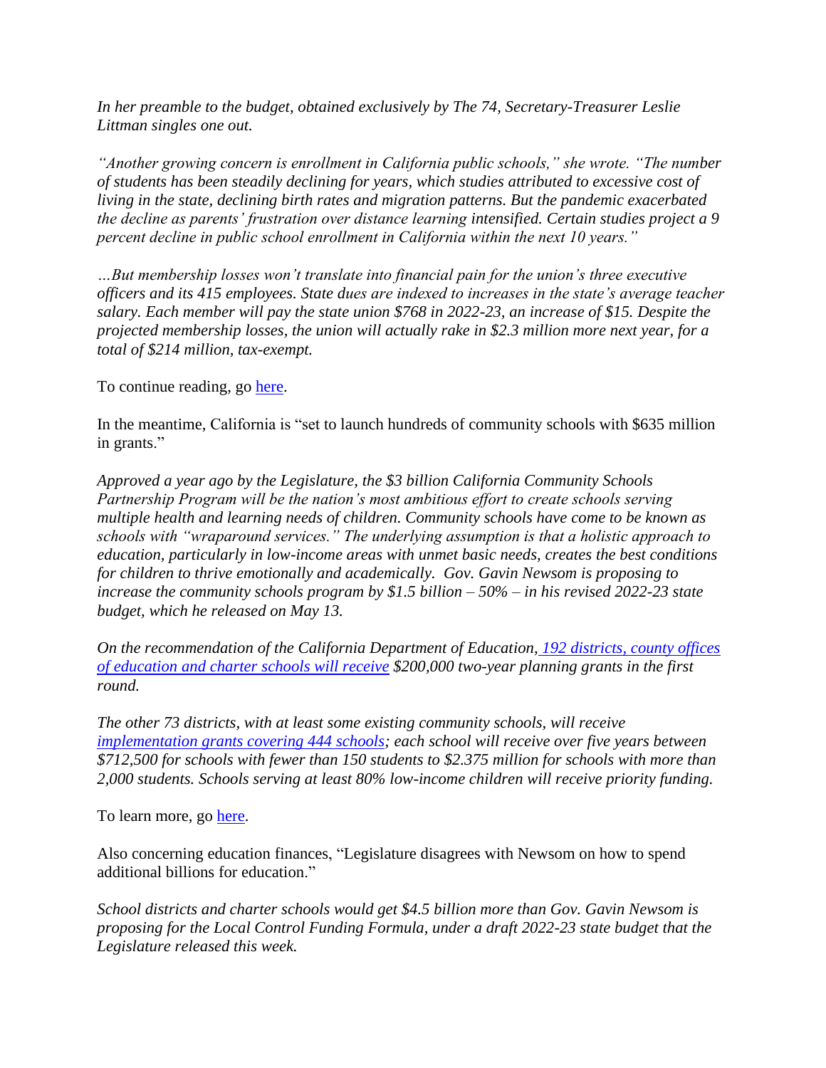*In her preamble to the budget, obtained exclusively by The 74, Secretary-Treasurer Leslie Littman singles one out.*

*"Another growing concern is enrollment in California public schools," she wrote. "The number of students has been steadily declining for years, which studies attributed to excessive cost of living in the state, declining birth rates and migration patterns. But the pandemic exacerbated the decline as parents' frustration over distance learning intensified. Certain studies project a 9 percent decline in public school enrollment in California within the next 10 years."*

*…But membership losses won't translate into financial pain for the union's three executive officers and its 415 employees. State dues are indexed to increases in the state's average teacher salary. Each member will pay the state union $768 in 2022-23, an increase of $15. Despite the projected membership losses, the union will actually rake in $2.3 million more next year, for a total of $214 million, tax-exempt.*

To continue reading, go [here]().

In the meantime, California is "set to launch hundreds of community schools with $635 million in grants."

*Approved a year ago by the Legislature, the $3 billion California Community Schools Partnership Program will be the nation's most ambitious effort to create schools serving multiple health and learning needs of children. Community schools have come to be known as schools with "wraparound services." The underlying assumption is that a holistic approach to education, particularly in low-income areas with unmet basic needs, creates the best conditions for children to thrive emotionally and academically. Gov. Gavin Newsom is proposing to increase the community schools program by $1.5 billion – 50% – in his revised 2022-23 state budget, which he released on May 13.*

*On the recommendation of the California Department of Education, [192 districts, county offices of education and charter schools will receive]() $200,000 two-year planning grants in the first round.*

*The other 73 districts, with at least some existing community schools, will receive [implementation grants covering 444 schools](); each school will receive over five years between $712,500 for schools with fewer than 150 students to $2.375 million for schools with more than 2,000 students. Schools serving at least 80% low-income children will receive priority funding.*

To learn more, go [here]().

Also concerning education finances, "Legislature disagrees with Newsom on how to spend additional billions for education."

*School districts and charter schools would get $4.5 billion more than Gov. Gavin Newsom is proposing for the Local Control Funding Formula, under a draft 2022-23 state budget that the Legislature released this week.*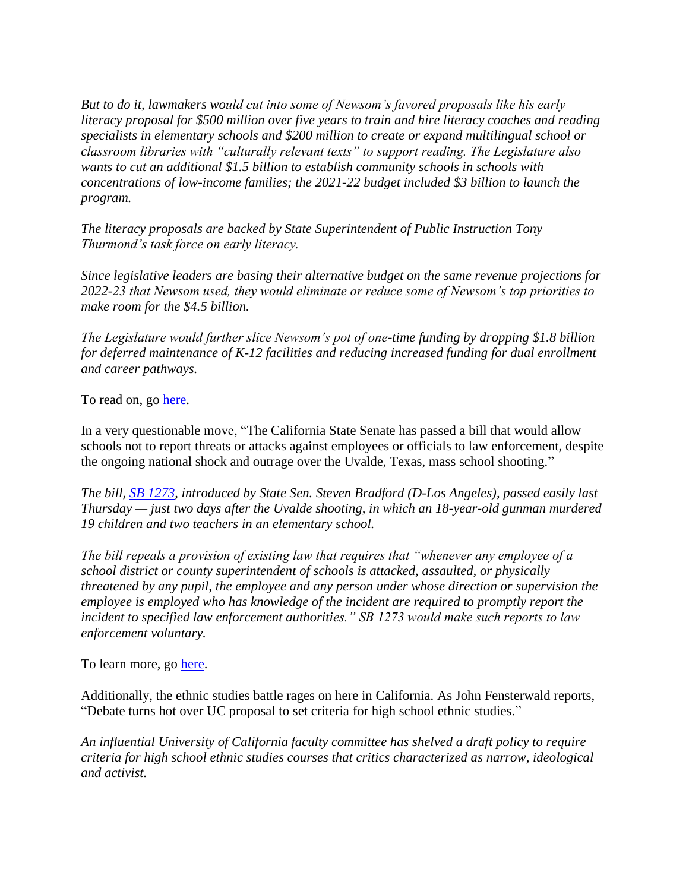*But to do it, lawmakers would cut into some of Newsom's favored proposals like his early literacy proposal for $500 million over five years to train and hire literacy coaches and reading specialists in elementary schools and $200 million to create or expand multilingual school or classroom libraries with "culturally relevant texts" to support reading. The Legislature also wants to cut an additional $1.5 billion to establish community schools in schools with concentrations of low-income families; the 2021-22 budget included $3 billion to launch the program.*

*The literacy proposals are backed by State Superintendent of Public Instruction Tony Thurmond's task force on early literacy.*

*Since legislative leaders are basing their alternative budget on the same revenue projections for 2022-23 that Newsom used, they would eliminate or reduce some of Newsom's top priorities to make room for the $4.5 billion.*

*The Legislature would further slice Newsom's pot of one-time funding by dropping $1.8 billion for deferred maintenance of K-12 facilities and reducing increased funding for dual enrollment and career pathways.*

To read on, go [here](#).

In a very questionable move, "The California State Senate has passed a bill that would allow schools not to report threats or attacks against employees or officials to law enforcement, despite the ongoing national shock and outrage over the Uvalde, Texas, mass school shooting."

*The bill, [SB 1273](#), introduced by State Sen. Steven Bradford (D-Los Angeles), passed easily last Thursday — just two days after the Uvalde shooting, in which an 18-year-old gunman murdered 19 children and two teachers in an elementary school.*

*The bill repeals a provision of existing law that requires that "whenever any employee of a school district or county superintendent of schools is attacked, assaulted, or physically threatened by any pupil, the employee and any person under whose direction or supervision the employee is employed who has knowledge of the incident are required to promptly report the incident to specified law enforcement authorities." SB 1273 would make such reports to law enforcement voluntary.*

To learn more, go [here](#).

Additionally, the ethnic studies battle rages on here in California. As John Fensterwald reports, "Debate turns hot over UC proposal to set criteria for high school ethnic studies."

*An influential University of California faculty committee has shelved a draft policy to require criteria for high school ethnic studies courses that critics characterized as narrow, ideological and activist.*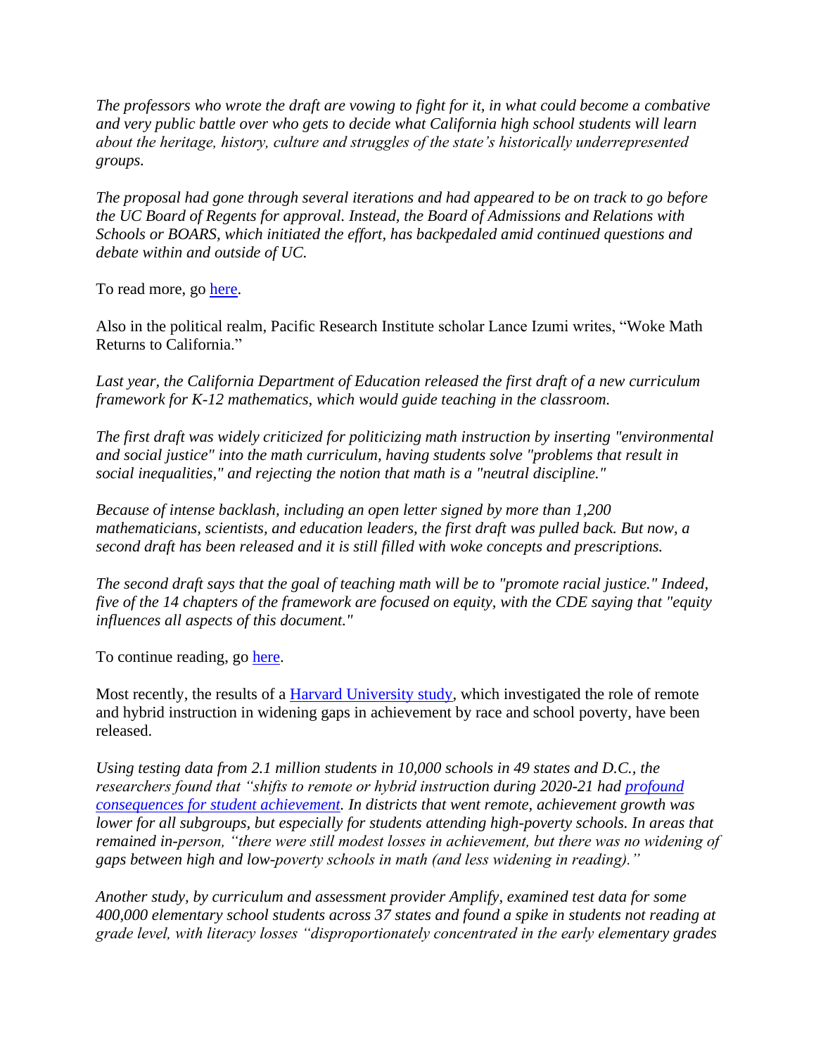*The professors who wrote the draft are vowing to fight for it, in what could become a combative and very public battle over who gets to decide what California high school students will learn about the heritage, history, culture and struggles of the state's historically underrepresented groups.*

*The proposal had gone through several iterations and had appeared to be on track to go before the UC Board of Regents for approval. Instead, the Board of Admissions and Relations with Schools or BOARS, which initiated the effort, has backpedaled amid continued questions and debate within and outside of UC.*

To read more, go [here](#).

Also in the political realm, Pacific Research Institute scholar Lance Izumi writes, "Woke Math Returns to California."

*Last year, the California Department of Education released the first draft of a new curriculum framework for K-12 mathematics, which would guide teaching in the classroom.*

*The first draft was widely criticized for politicizing math instruction by inserting "environmental and social justice" into the math curriculum, having students solve "problems that result in social inequalities," and rejecting the notion that math is a "neutral discipline."*

*Because of intense backlash, including an open letter signed by more than 1,200 mathematicians, scientists, and education leaders, the first draft was pulled back. But now, a second draft has been released and it is still filled with woke concepts and prescriptions.*

*The second draft says that the goal of teaching math will be to "promote racial justice." Indeed, five of the 14 chapters of the framework are focused on equity, with the CDE saying that "equity influences all aspects of this document."*

To continue reading, go [here](#).

Most recently, the results of a [Harvard University study](#), which investigated the role of remote and hybrid instruction in widening gaps in achievement by race and school poverty, have been released.

*Using testing data from 2.1 million students in 10,000 schools in 49 states and D.C., the researchers found that "shifts to remote or hybrid instruction during 2020-21 had [profound consequences for student achievement](#). In districts that went remote, achievement growth was lower for all subgroups, but especially for students attending high-poverty schools. In areas that remained in-person, "there were still modest losses in achievement, but there was no widening of gaps between high and low-poverty schools in math (and less widening in reading)."*

*Another study, by curriculum and assessment provider Amplify, examined test data for some 400,000 elementary school students across 37 states and found a spike in students not reading at grade level, with literacy losses "disproportionately concentrated in the early elementary grades*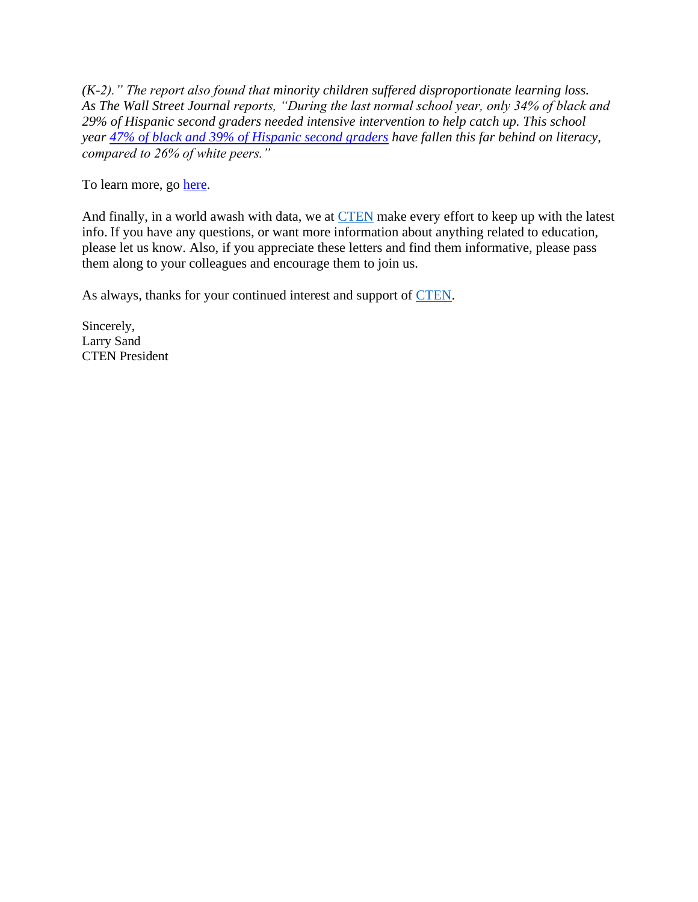*(K-2)." The report also found that* minority children suffered disproportionate learning loss. *As The Wall Street Journal reports, "During the last normal school year, only 34% of black and 29% of Hispanic second graders needed intensive intervention to help catch up. This school year [47% of black and 39% of Hispanic second graders] have fallen this far behind on literacy, compared to 26% of white peers."*

To learn more, go [here].

And finally, in a world awash with data, we at [CTEN] make every effort to keep up with the latest info. If you have any questions, or want more information about anything related to education, please let us know. Also, if you appreciate these letters and find them informative, please pass them along to your colleagues and encourage them to join us.

As always, thanks for your continued interest and support of [CTEN].

Sincerely,
Larry Sand
CTEN President